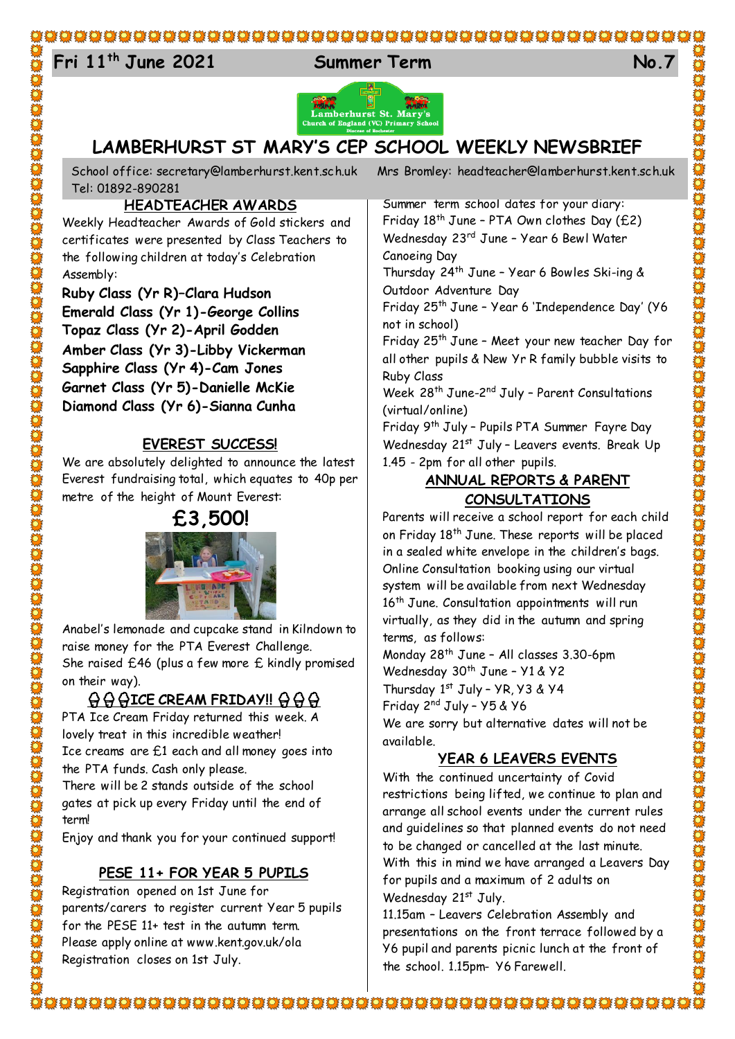Fri 11th June 2021 **Summer Term** **No.7**

# LAMBERHURST ST MARY'S CEP SCHOOL WEEKLY NEWSBRIEF

School office: secretary@lamberhurst.kent.sch.uk Tel: 01892-890281 Mrs Bromley: headteacher@lamberhurst.kent.sch.uk

## HEADTEACHER AWARDS

Weekly Headteacher Awards of Gold stickers and certificates were presented by Class Teachers to the following children at today's Celebration Assembly:

**Ruby Class (Yr R)–Clara Hudson**
**Emerald Class (Yr 1)-George Collins**
**Topaz Class (Yr 2)-April Godden**
**Amber Class (Yr 3)-Libby Vickerman**
**Sapphire Class (Yr 4)-Cam Jones**
**Garnet Class (Yr 5)-Danielle McKie**
**Diamond Class (Yr 6)-Sianna Cunha**

## EVEREST SUCCESS!

We are absolutely delighted to announce the latest Everest fundraising total, which equates to 40p per metre of the height of Mount Everest:

**£3,500!**

Anabel's lemonade and cupcake stand in Kilndown to raise money for the PTA Everest Challenge. She raised £46 (plus a few more £ kindly promised on their way).

## ICE CREAM FRIDAY!!

PTA Ice Cream Friday returned this week. A lovely treat in this incredible weather!

Ice creams are £1 each and all money goes into the PTA funds. Cash only please.

There will be 2 stands outside of the school gates at pick up every Friday until the end of term!

Enjoy and thank you for your continued support!

## PESE 11+ FOR YEAR 5 PUPILS

Registration opened on 1st June for parents/carers to register current Year 5 pupils for the PESE 11+ test in the autumn term. Please apply online at www.kent.gov.uk/ola

Registration closes on 1st July.

Summer term school dates for your diary:

Friday 18th June – PTA Own clothes Day (£2)
Wednesday 23rd June – Year 6 Bewl Water Canoeing Day
Thursday 24th June – Year 6 Bowles Ski-ing & Outdoor Adventure Day
Friday 25th June – Year 6 'Independence Day' (Y6 not in school)
Friday 25th June – Meet your new teacher Day for all other pupils & New Yr R family bubble visits to Ruby Class
Week 28th June-2nd July – Parent Consultations (virtual/online)
Friday 9th July – Pupils PTA Summer Fayre Day
Wednesday 21st July – Leavers events. Break Up 1.45 - 2pm for all other pupils.

## ANNUAL REPORTS & PARENT CONSULTATIONS

Parents will receive a school report for each child on Friday 18th June. These reports will be placed in a sealed white envelope in the children's bags. Online Consultation booking using our virtual system will be available from next Wednesday 16th June. Consultation appointments will run virtually, as they did in the autumn and spring terms, as follows:

Monday 28th June – All classes 3.30-6pm
Wednesday 30th June – Y1 & Y2
Thursday 1st July – YR, Y3 & Y4
Friday 2nd July – Y5 & Y6

We are sorry but alternative dates will not be available.

## YEAR 6 LEAVERS EVENTS

With the continued uncertainty of Covid restrictions being lifted, we continue to plan and arrange all school events under the current rules and guidelines so that planned events do not need to be changed or cancelled at the last minute. With this in mind we have arranged a Leavers Day for pupils and a maximum of 2 adults on Wednesday 21st July.

11.15am – Leavers Celebration Assembly and presentations on the front terrace followed by a Y6 pupil and parents picnic lunch at the front of the school. 1.15pm- Y6 Farewell.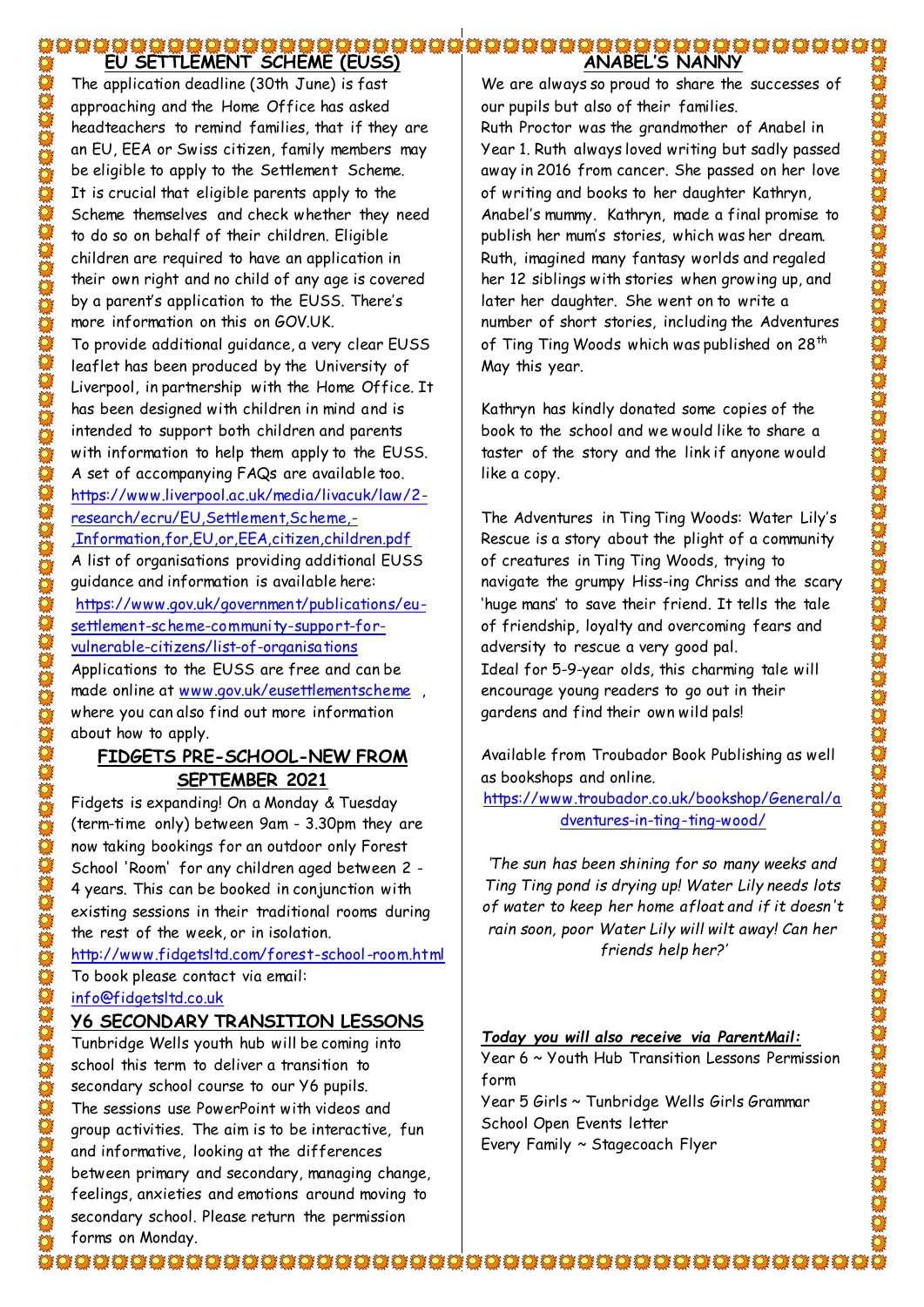## EU SETTLEMENT SCHEME (EUSS)

The application deadline (30th June) is fast approaching and the Home Office has asked headteachers to remind families, that if they are an EU, EEA or Swiss citizen, family members may be eligible to apply to the Settlement Scheme. It is crucial that eligible parents apply to the Scheme themselves and check whether they need to do so on behalf of their children. Eligible children are required to have an application in their own right and no child of any age is covered by a parent's application to the EUSS. There's more information on this on GOV.UK.

To provide additional guidance, a very clear EUSS leaflet has been produced by the University of Liverpool, in partnership with the Home Office. It has been designed with children in mind and is intended to support both children and parents with information to help them apply to the EUSS. A set of accompanying FAQs are available too.

https://www.liverpool.ac.uk/media/livacuk/law/2-research/ecru/EU,Settlement,Scheme,-,Information,for,EU,or,EEA,citizen,children.pdf

A list of organisations providing additional EUSS guidance and information is available here:

https://www.gov.uk/government/publications/eu-settlement-scheme-community-support-for-vulnerable-citizens/list-of-organisations

Applications to the EUSS are free and can be made online at www.gov.uk/eusettlementscheme , where you can also find out more information about how to apply.

## FIDGETS PRE-SCHOOL-NEW FROM SEPTEMBER 2021

Fidgets is expanding! On a Monday & Tuesday (term-time only) between 9am - 3.30pm they are now taking bookings for an outdoor only Forest School 'Room' for any children aged between 2 - 4 years. This can be booked in conjunction with existing sessions in their traditional rooms during the rest of the week, or in isolation.

http://www.fidgetsltd.com/forest-school-room.html

To book please contact via email:

info@fidgetsltd.co.uk

## Y6 SECONDARY TRANSITION LESSONS

Tunbridge Wells youth hub will be coming into school this term to deliver a transition to secondary school course to our Y6 pupils. The sessions use PowerPoint with videos and group activities. The aim is to be interactive, fun and informative, looking at the differences between primary and secondary, managing change, feelings, anxieties and emotions around moving to secondary school. Please return the permission forms on Monday.

## ANABEL'S NANNY

We are always so proud to share the successes of our pupils but also of their families.

Ruth Proctor was the grandmother of Anabel in Year 1. Ruth always loved writing but sadly passed away in 2016 from cancer. She passed on her love of writing and books to her daughter Kathryn, Anabel's mummy. Kathryn, made a final promise to publish her mum's stories, which was her dream. Ruth, imagined many fantasy worlds and regaled her 12 siblings with stories when growing up, and later her daughter. She went on to write a number of short stories, including the Adventures of Ting Ting Woods which was published on 28th May this year.

Kathryn has kindly donated some copies of the book to the school and we would like to share a taster of the story and the link if anyone would like a copy.

The Adventures in Ting Ting Woods: Water Lily's Rescue is a story about the plight of a community of creatures in Ting Ting Woods, trying to navigate the grumpy Hiss-ing Chriss and the scary 'huge mans' to save their friend. It tells the tale of friendship, loyalty and overcoming fears and adversity to rescue a very good pal.

Ideal for 5-9-year olds, this charming tale will encourage young readers to go out in their gardens and find their own wild pals!

Available from Troubador Book Publishing as well as bookshops and online.

https://www.troubador.co.uk/bookshop/General/adventures-in-ting-ting-wood/

*'The sun has been shining for so many weeks and Ting Ting pond is drying up! Water Lily needs lots of water to keep her home afloat and if it doesn't rain soon, poor Water Lily will wilt away! Can her friends help her?'*

***Today you will also receive via ParentMail:***

Year 6 ~ Youth Hub Transition Lessons Permission form

Year 5 Girls ~ Tunbridge Wells Girls Grammar School Open Events letter

Every Family ~ Stagecoach Flyer